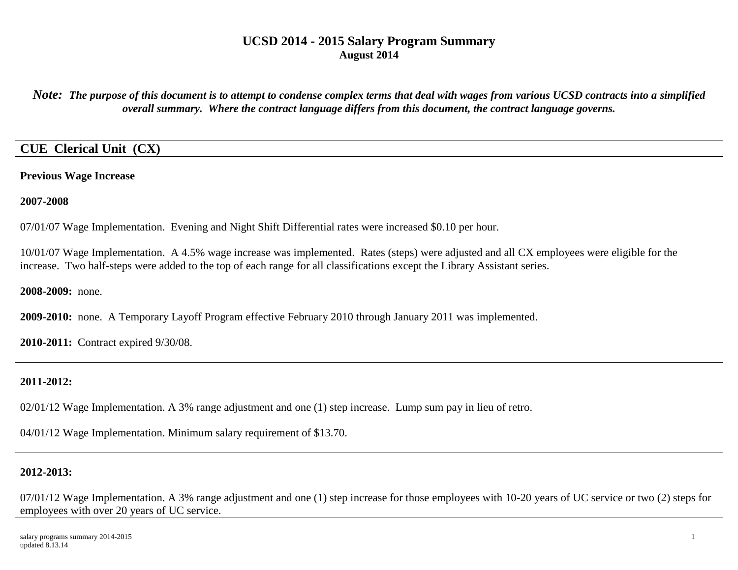# UCSD 2014 - 2015 Salary Program Summary
**August 2014**

***Note:*** ***The purpose of this document is to attempt to condense complex terms that deal with wages from various UCSD contracts into a simplified overall summary. Where the contract language differs from this document, the contract language governs.***

## CUE Clerical Unit (CX)

**Previous Wage Increase**

**2007-2008**

07/01/07 Wage Implementation. Evening and Night Shift Differential rates were increased $0.10 per hour.

10/01/07 Wage Implementation. A 4.5% wage increase was implemented. Rates (steps) were adjusted and all CX employees were eligible for the increase. Two half-steps were added to the top of each range for all classifications except the Library Assistant series.

**2008-2009:** none.

**2009-2010:** none. A Temporary Layoff Program effective February 2010 through January 2011 was implemented.

**2010-2011:** Contract expired 9/30/08.

**2011-2012:**

02/01/12 Wage Implementation. A 3% range adjustment and one (1) step increase. Lump sum pay in lieu of retro.

04/01/12 Wage Implementation. Minimum salary requirement of $13.70.

**2012-2013:**

07/01/12 Wage Implementation. A 3% range adjustment and one (1) step increase for those employees with 10-20 years of UC service or two (2) steps for employees with over 20 years of UC service.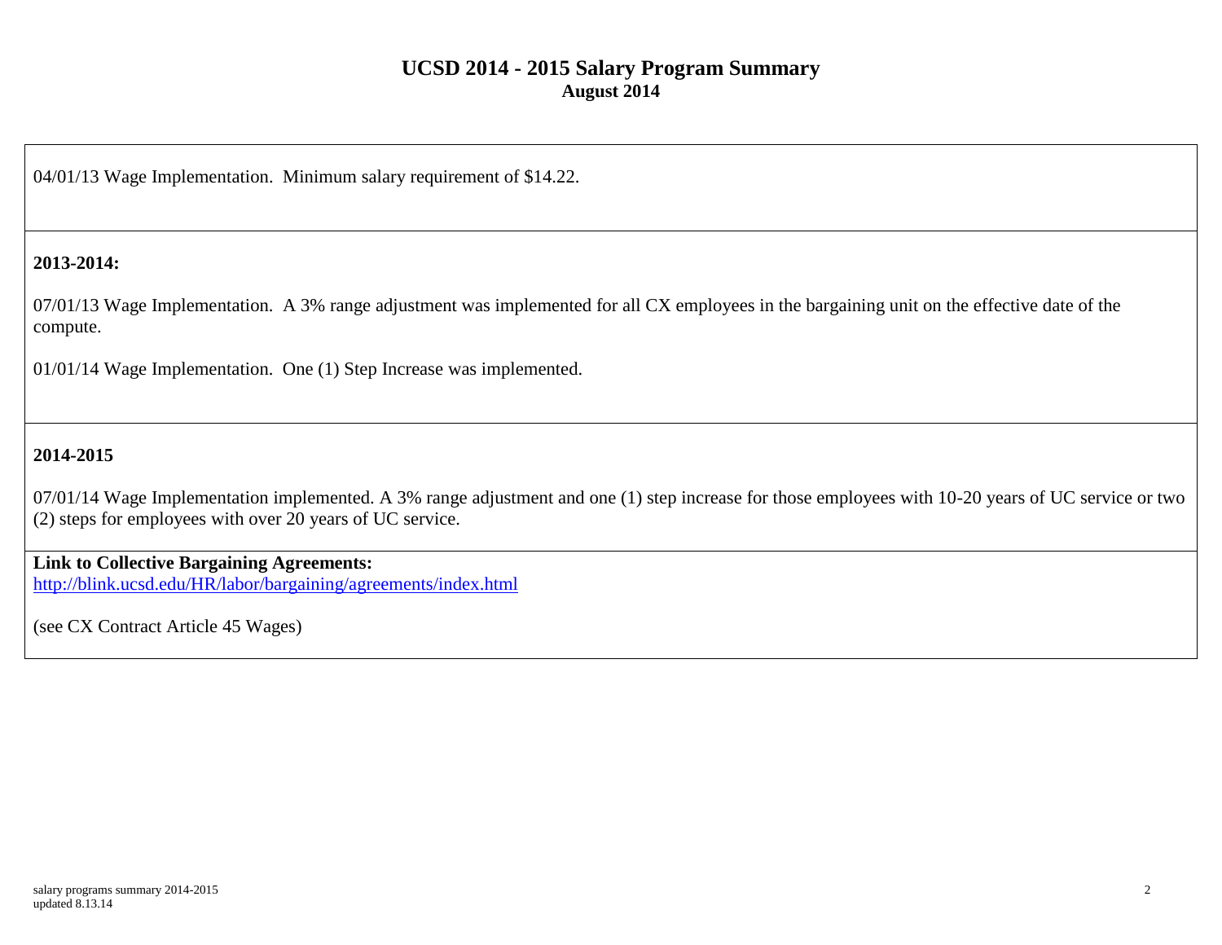# UCSD 2014 - 2015 Salary Program Summary

**August 2014**

04/01/13 Wage Implementation. Minimum salary requirement of $14.22.

**2013-2014:**

07/01/13 Wage Implementation. A 3% range adjustment was implemented for all CX employees in the bargaining unit on the effective date of the compute.

01/01/14 Wage Implementation. One (1) Step Increase was implemented.

**2014-2015**

07/01/14 Wage Implementation implemented. A 3% range adjustment and one (1) step increase for those employees with 10-20 years of UC service or two (2) steps for employees with over 20 years of UC service.

**Link to Collective Bargaining Agreements:**
http://blink.ucsd.edu/HR/labor/bargaining/agreements/index.html

(see CX Contract Article 45 Wages)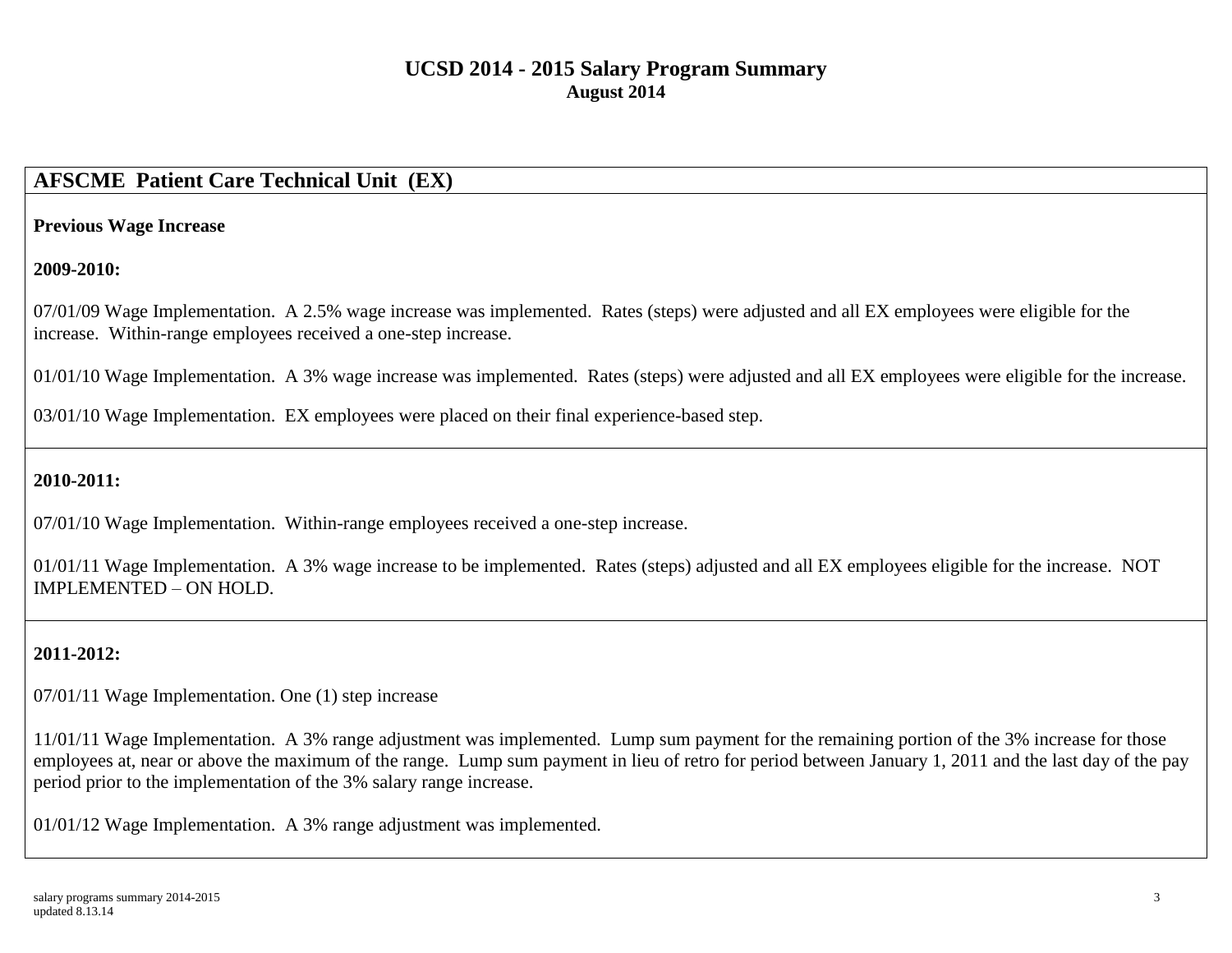# UCSD 2014 - 2015 Salary Program Summary
**August 2014**

## AFSCME Patient Care Technical Unit (EX)

**Previous Wage Increase**

**2009-2010:**

07/01/09 Wage Implementation. A 2.5% wage increase was implemented. Rates (steps) were adjusted and all EX employees were eligible for the increase. Within-range employees received a one-step increase.

01/01/10 Wage Implementation. A 3% wage increase was implemented. Rates (steps) were adjusted and all EX employees were eligible for the increase.

03/01/10 Wage Implementation. EX employees were placed on their final experience-based step.

**2010-2011:**

07/01/10 Wage Implementation. Within-range employees received a one-step increase.

01/01/11 Wage Implementation. A 3% wage increase to be implemented. Rates (steps) adjusted and all EX employees eligible for the increase. NOT IMPLEMENTED – ON HOLD.

**2011-2012:**

07/01/11 Wage Implementation. One (1) step increase

11/01/11 Wage Implementation. A 3% range adjustment was implemented. Lump sum payment for the remaining portion of the 3% increase for those employees at, near or above the maximum of the range. Lump sum payment in lieu of retro for period between January 1, 2011 and the last day of the pay period prior to the implementation of the 3% salary range increase.

01/01/12 Wage Implementation. A 3% range adjustment was implemented.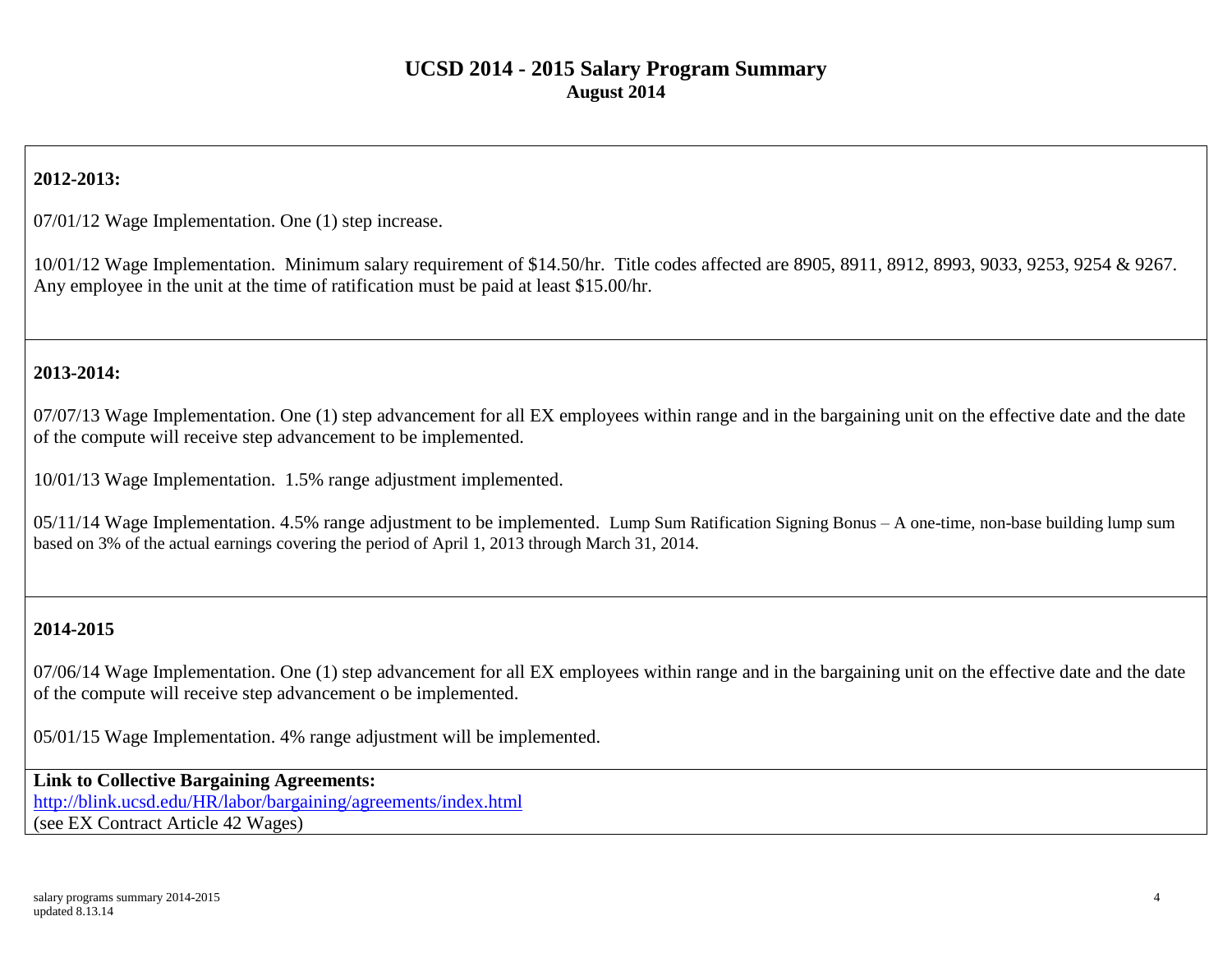# UCSD 2014 - 2015 Salary Program Summary

**August 2014**

**2012-2013:**

07/01/12 Wage Implementation. One (1) step increase.

10/01/12 Wage Implementation. Minimum salary requirement of $14.50/hr. Title codes affected are 8905, 8911, 8912, 8993, 9033, 9253, 9254 & 9267. Any employee in the unit at the time of ratification must be paid at least $15.00/hr.

**2013-2014:**

07/07/13 Wage Implementation. One (1) step advancement for all EX employees within range and in the bargaining unit on the effective date and the date of the compute will receive step advancement to be implemented.

10/01/13 Wage Implementation. 1.5% range adjustment implemented.

05/11/14 Wage Implementation. 4.5% range adjustment to be implemented. Lump Sum Ratification Signing Bonus – A one-time, non-base building lump sum based on 3% of the actual earnings covering the period of April 1, 2013 through March 31, 2014.

**2014-2015**

07/06/14 Wage Implementation. One (1) step advancement for all EX employees within range and in the bargaining unit on the effective date and the date of the compute will receive step advancement o be implemented.

05/01/15 Wage Implementation. 4% range adjustment will be implemented.

**Link to Collective Bargaining Agreements:**
http://blink.ucsd.edu/HR/labor/bargaining/agreements/index.html
(see EX Contract Article 42 Wages)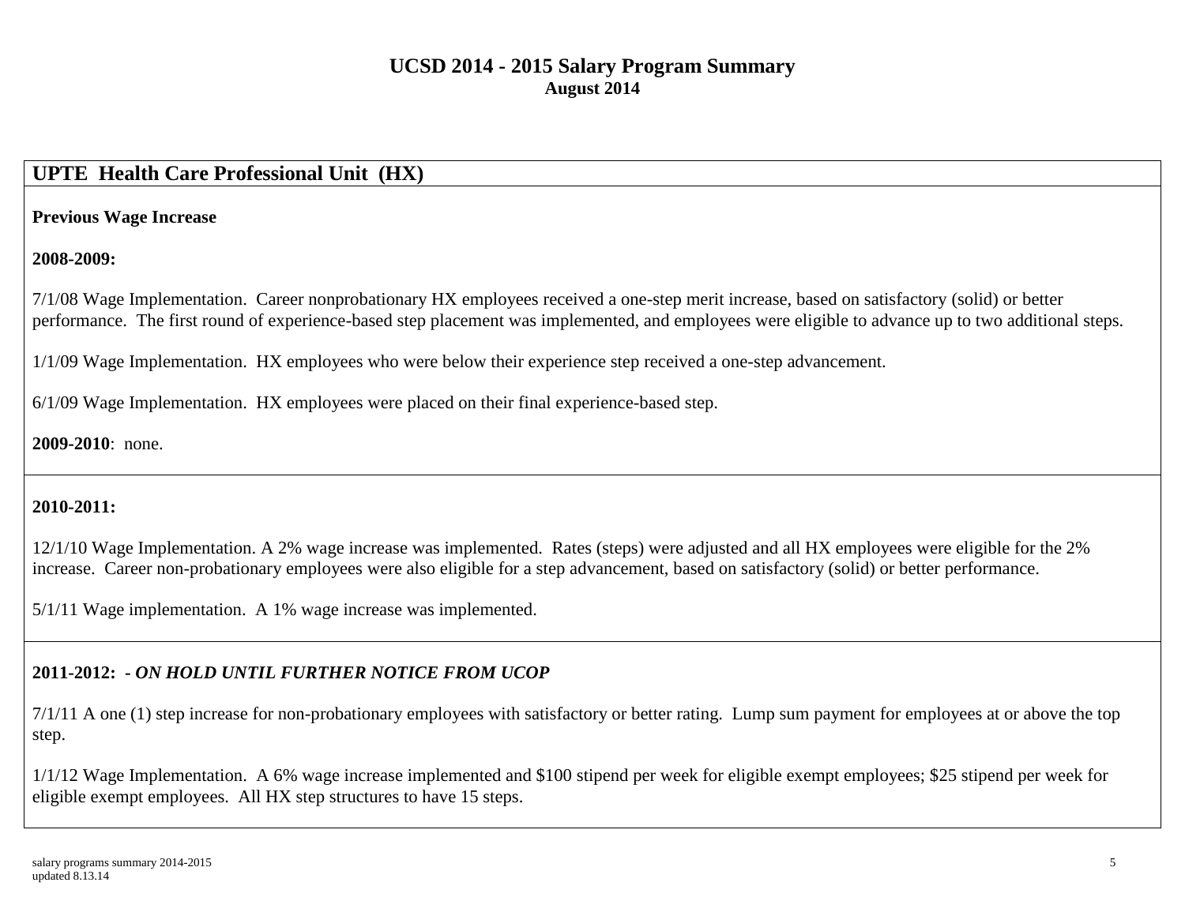# UCSD 2014 - 2015 Salary Program Summary
**August 2014**

## UPTE Health Care Professional Unit (HX)

**Previous Wage Increase**

**2008-2009:**

7/1/08 Wage Implementation. Career nonprobationary HX employees received a one-step merit increase, based on satisfactory (solid) or better performance. The first round of experience-based step placement was implemented, and employees were eligible to advance up to two additional steps.

1/1/09 Wage Implementation. HX employees who were below their experience step received a one-step advancement.

6/1/09 Wage Implementation. HX employees were placed on their final experience-based step.

**2009-2010**: none.

**2010-2011:**

12/1/10 Wage Implementation. A 2% wage increase was implemented. Rates (steps) were adjusted and all HX employees were eligible for the 2% increase. Career non-probationary employees were also eligible for a step advancement, based on satisfactory (solid) or better performance.

5/1/11 Wage implementation. A 1% wage increase was implemented.

**2011-2012:** ***- ON HOLD UNTIL FURTHER NOTICE FROM UCOP***

7/1/11 A one (1) step increase for non-probationary employees with satisfactory or better rating. Lump sum payment for employees at or above the top step.

1/1/12 Wage Implementation. A 6% wage increase implemented and $100 stipend per week for eligible exempt employees; $25 stipend per week for eligible exempt employees. All HX step structures to have 15 steps.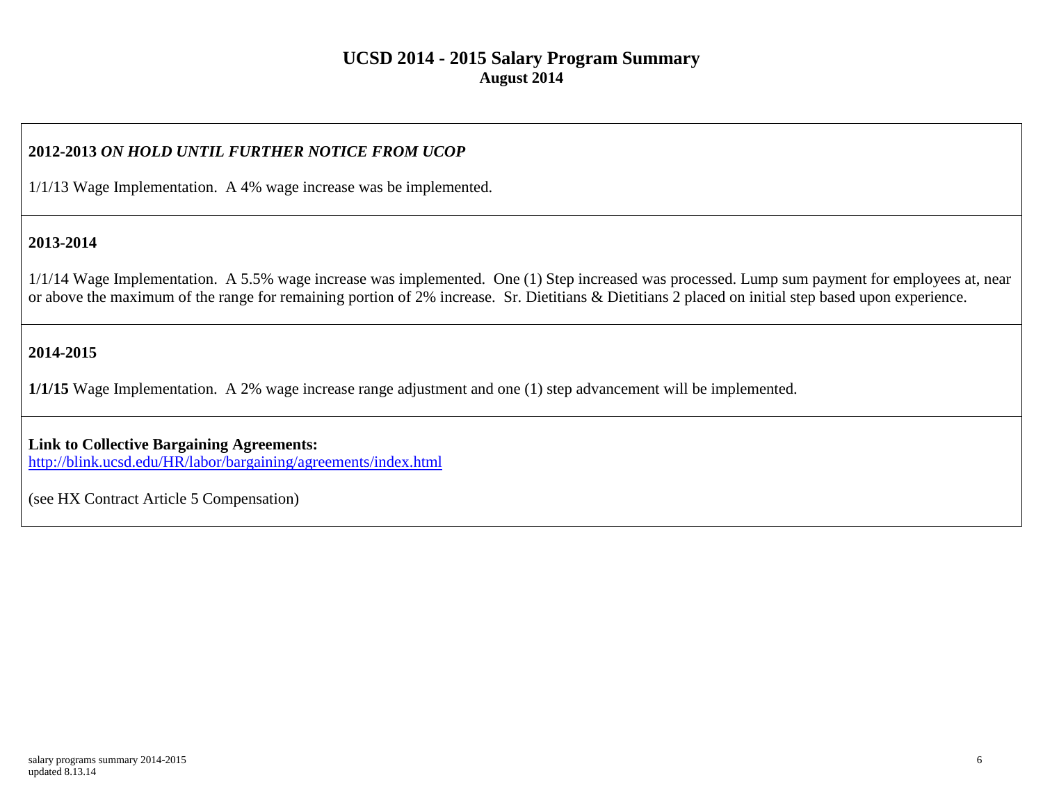# UCSD 2014 - 2015 Salary Program Summary

**August 2014**

**2012-2013** ***ON HOLD UNTIL FURTHER NOTICE FROM UCOP***

1/1/13 Wage Implementation. A 4% wage increase was be implemented.

**2013-2014**

1/1/14 Wage Implementation. A 5.5% wage increase was implemented. One (1) Step increased was processed. Lump sum payment for employees at, near or above the maximum of the range for remaining portion of 2% increase. Sr. Dietitians & Dietitians 2 placed on initial step based upon experience.

**2014-2015**

**1/1/15** Wage Implementation. A 2% wage increase range adjustment and one (1) step advancement will be implemented.

**Link to Collective Bargaining Agreements:**
http://blink.ucsd.edu/HR/labor/bargaining/agreements/index.html

(see HX Contract Article 5 Compensation)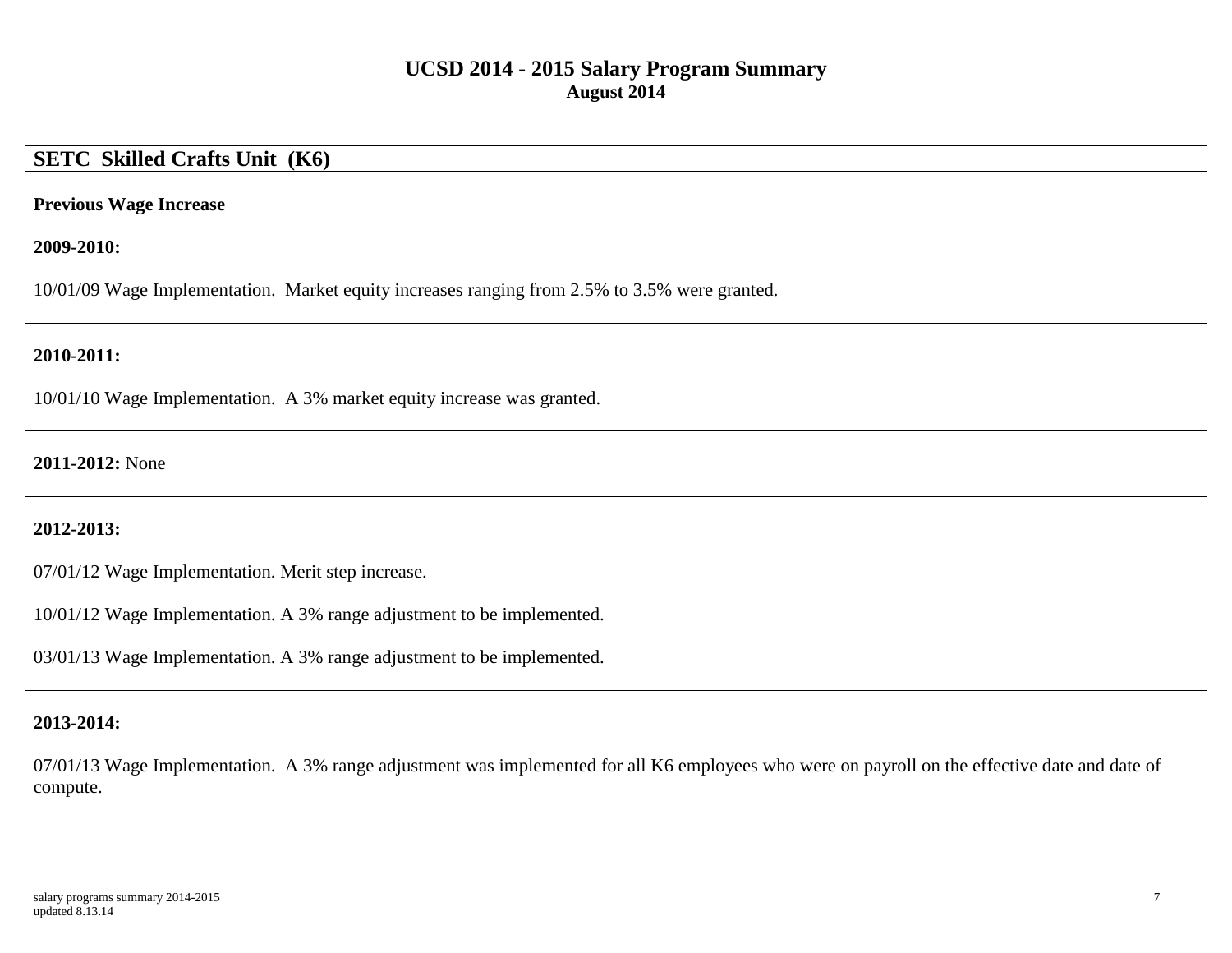# UCSD 2014 - 2015 Salary Program Summary

**August 2014**

## SETC Skilled Crafts Unit (K6)

**Previous Wage Increase**

**2009-2010:**

10/01/09 Wage Implementation. Market equity increases ranging from 2.5% to 3.5% were granted.

**2010-2011:**

10/01/10 Wage Implementation. A 3% market equity increase was granted.

**2011-2012:** None

**2012-2013:**

07/01/12 Wage Implementation. Merit step increase.

10/01/12 Wage Implementation. A 3% range adjustment to be implemented.

03/01/13 Wage Implementation. A 3% range adjustment to be implemented.

**2013-2014:**

07/01/13 Wage Implementation. A 3% range adjustment was implemented for all K6 employees who were on payroll on the effective date and date of compute.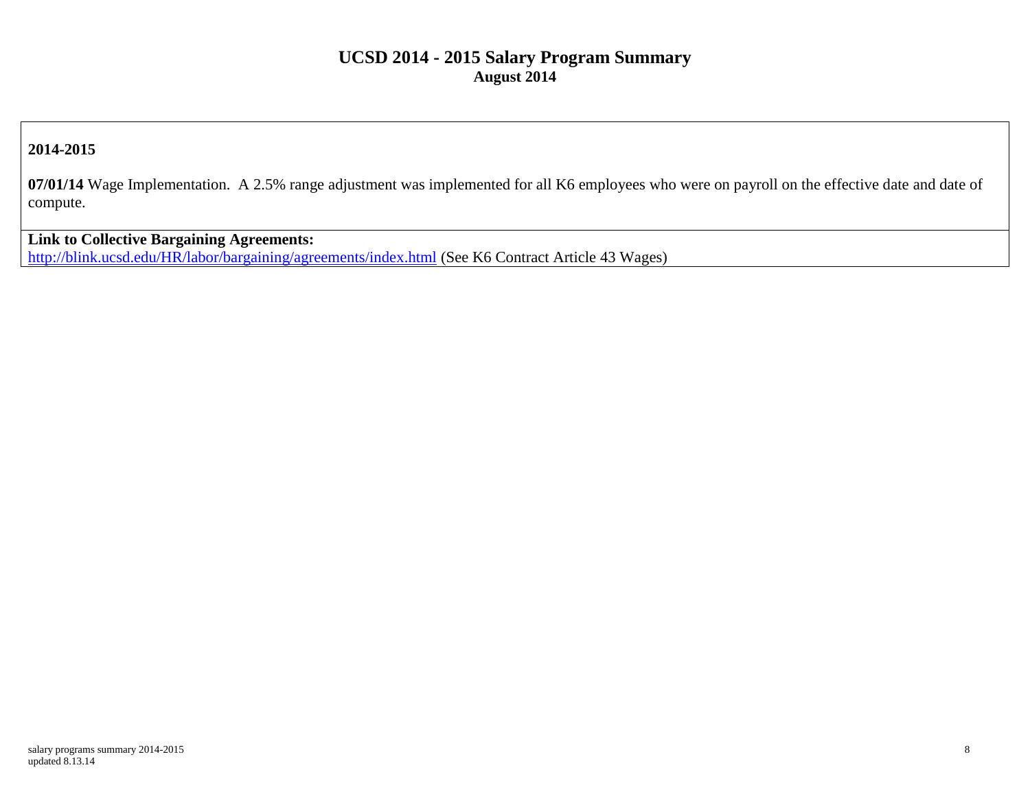# UCSD 2014 - 2015 Salary Program Summary

**August 2014**

**2014-2015**

**07/01/14** Wage Implementation. A 2.5% range adjustment was implemented for all K6 employees who were on payroll on the effective date and date of compute.

**Link to Collective Bargaining Agreements:**
http://blink.ucsd.edu/HR/labor/bargaining/agreements/index.html (See K6 Contract Article 43 Wages)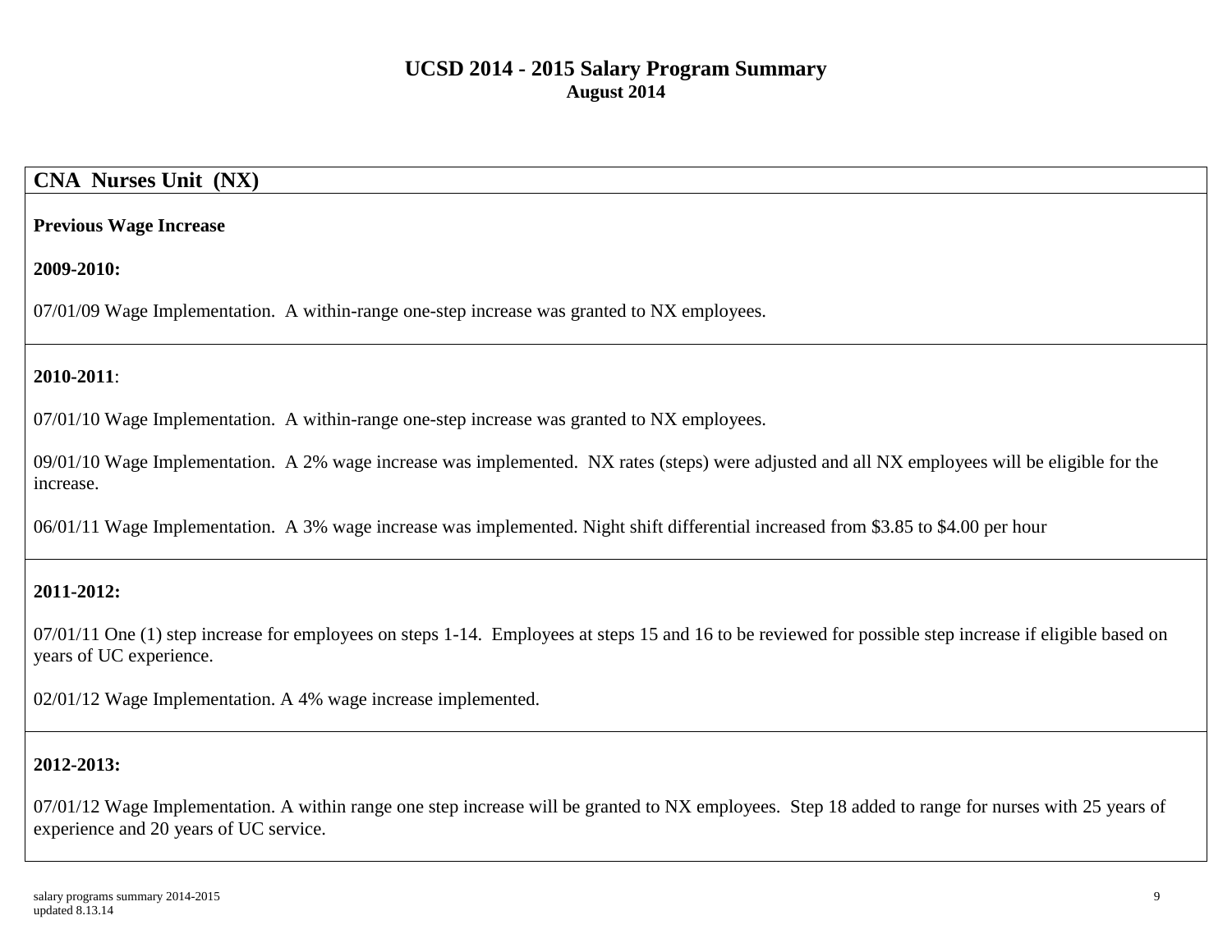# UCSD 2014 - 2015 Salary Program Summary

**August 2014**

## CNA Nurses Unit (NX)

**Previous Wage Increase**

**2009-2010:**

07/01/09 Wage Implementation. A within-range one-step increase was granted to NX employees.

**2010-2011**:

07/01/10 Wage Implementation. A within-range one-step increase was granted to NX employees.

09/01/10 Wage Implementation. A 2% wage increase was implemented. NX rates (steps) were adjusted and all NX employees will be eligible for the increase.

06/01/11 Wage Implementation. A 3% wage increase was implemented. Night shift differential increased from $3.85 to $4.00 per hour

**2011-2012:**

07/01/11 One (1) step increase for employees on steps 1-14. Employees at steps 15 and 16 to be reviewed for possible step increase if eligible based on years of UC experience.

02/01/12 Wage Implementation. A 4% wage increase implemented.

**2012-2013:**

07/01/12 Wage Implementation. A within range one step increase will be granted to NX employees. Step 18 added to range for nurses with 25 years of experience and 20 years of UC service.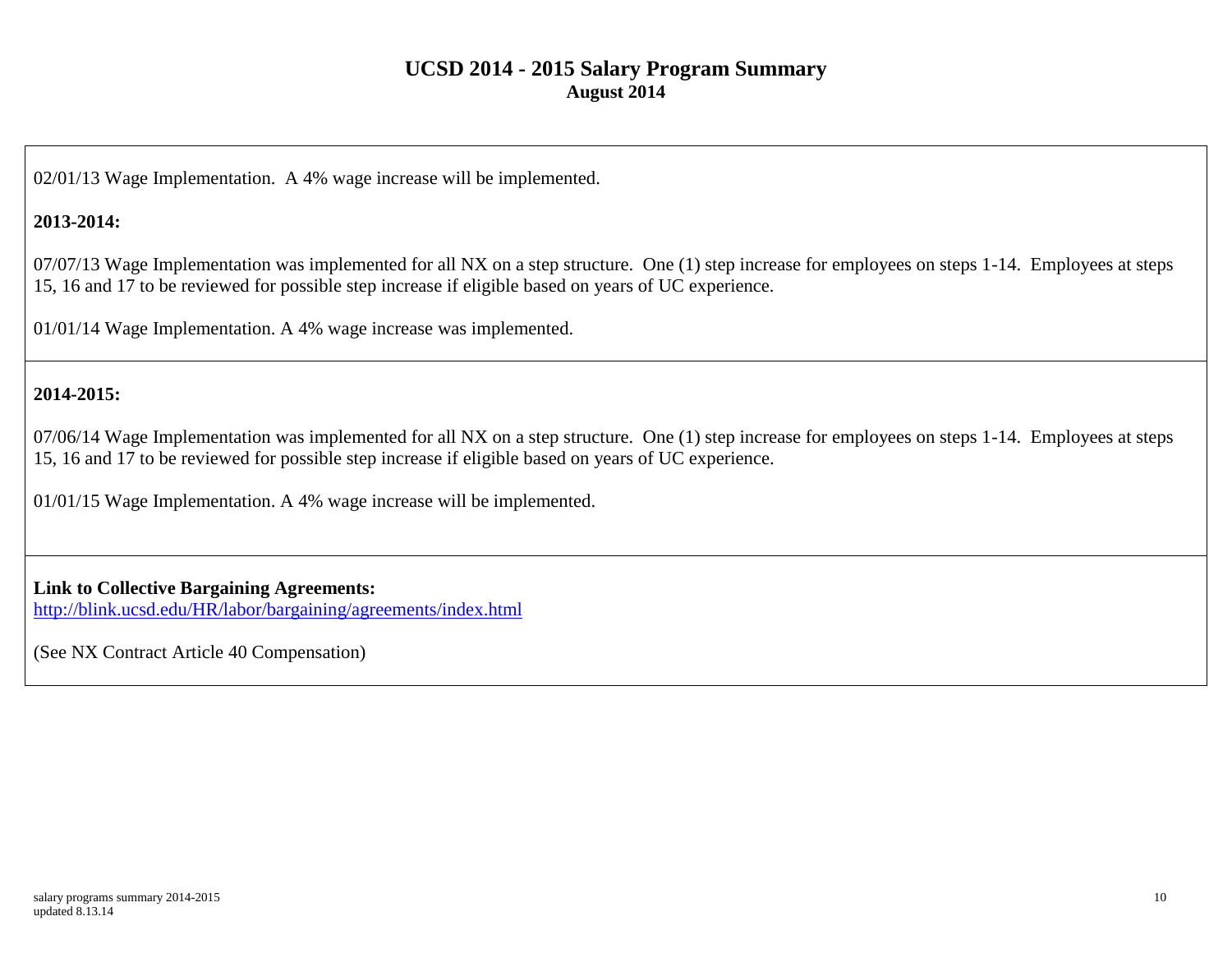# UCSD 2014 - 2015 Salary Program Summary

**August 2014**

02/01/13 Wage Implementation. A 4% wage increase will be implemented.

**2013-2014:**

07/07/13 Wage Implementation was implemented for all NX on a step structure. One (1) step increase for employees on steps 1-14. Employees at steps 15, 16 and 17 to be reviewed for possible step increase if eligible based on years of UC experience.

01/01/14 Wage Implementation. A 4% wage increase was implemented.

**2014-2015:**

07/06/14 Wage Implementation was implemented for all NX on a step structure. One (1) step increase for employees on steps 1-14. Employees at steps 15, 16 and 17 to be reviewed for possible step increase if eligible based on years of UC experience.

01/01/15 Wage Implementation. A 4% wage increase will be implemented.

**Link to Collective Bargaining Agreements:**
http://blink.ucsd.edu/HR/labor/bargaining/agreements/index.html

(See NX Contract Article 40 Compensation)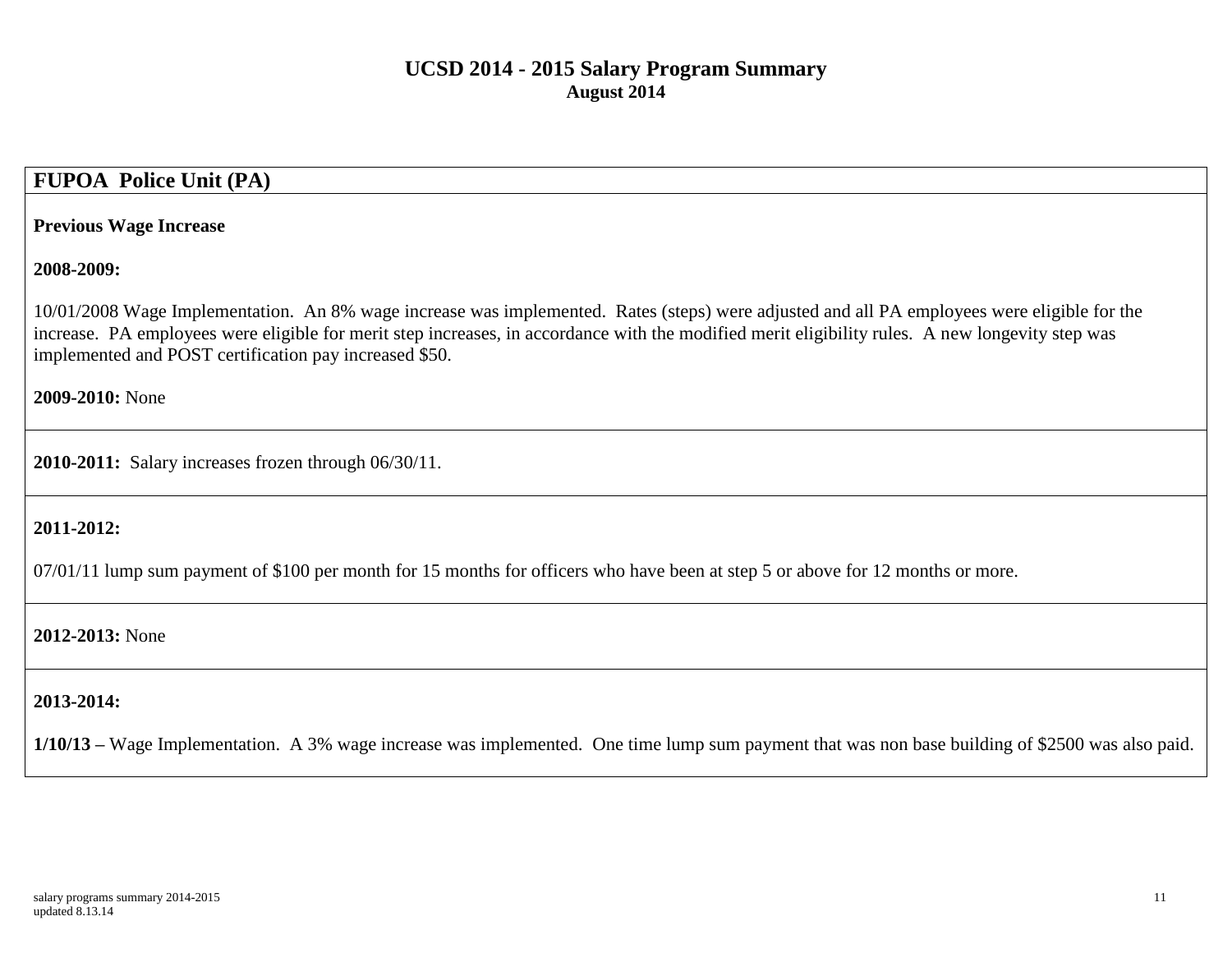# UCSD 2014 - 2015 Salary Program Summary

**August 2014**

## FUPOA Police Unit (PA)

**Previous Wage Increase**

**2008-2009:**

10/01/2008 Wage Implementation. An 8% wage increase was implemented. Rates (steps) were adjusted and all PA employees were eligible for the increase. PA employees were eligible for merit step increases, in accordance with the modified merit eligibility rules. A new longevity step was implemented and POST certification pay increased $50.

**2009-2010:** None

**2010-2011:** Salary increases frozen through 06/30/11.

**2011-2012:**

07/01/11 lump sum payment of $100 per month for 15 months for officers who have been at step 5 or above for 12 months or more.

**2012-2013:** None

**2013-2014:**

**1/10/13 –** Wage Implementation. A 3% wage increase was implemented. One time lump sum payment that was non base building of $2500 was also paid.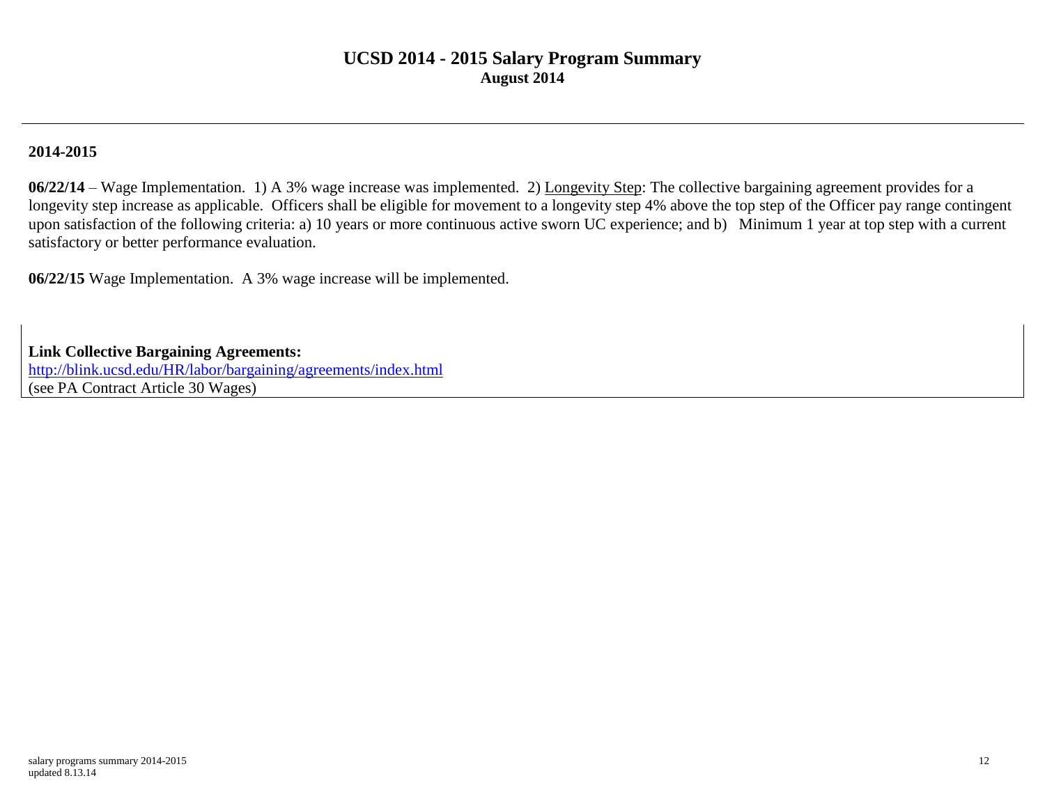# UCSD 2014 - 2015 Salary Program Summary

**August 2014**

---

**2014-2015**

**06/22/14** – Wage Implementation. 1) A 3% wage increase was implemented. 2) Longevity Step: The collective bargaining agreement provides for a longevity step increase as applicable. Officers shall be eligible for movement to a longevity step 4% above the top step of the Officer pay range contingent upon satisfaction of the following criteria: a) 10 years or more continuous active sworn UC experience; and b) Minimum 1 year at top step with a current satisfactory or better performance evaluation.

**06/22/15** Wage Implementation. A 3% wage increase will be implemented.

**Link Collective Bargaining Agreements:**
http://blink.ucsd.edu/HR/labor/bargaining/agreements/index.html
(see PA Contract Article 30 Wages)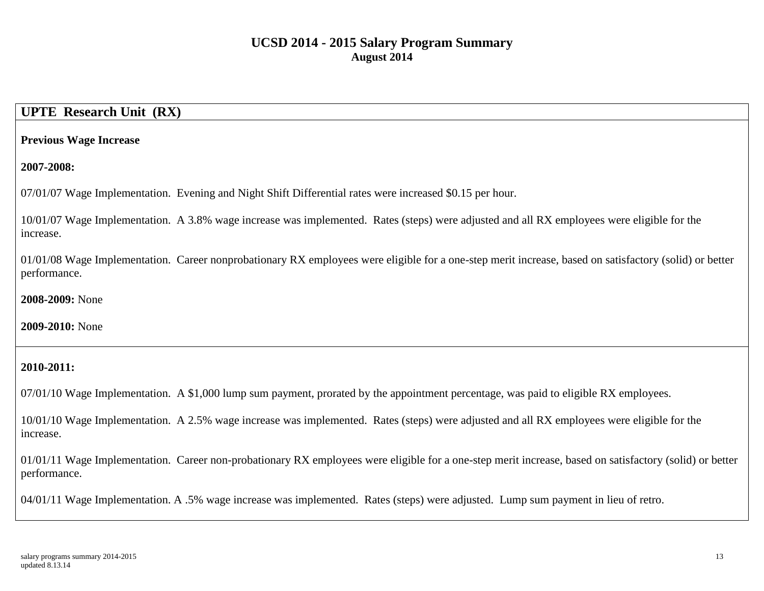# UCSD 2014 - 2015 Salary Program Summary

**August 2014**

## UPTE Research Unit (RX)

**Previous Wage Increase**

**2007-2008:**

07/01/07 Wage Implementation. Evening and Night Shift Differential rates were increased $0.15 per hour.

10/01/07 Wage Implementation. A 3.8% wage increase was implemented. Rates (steps) were adjusted and all RX employees were eligible for the increase.

01/01/08 Wage Implementation. Career nonprobationary RX employees were eligible for a one-step merit increase, based on satisfactory (solid) or better performance.

**2008-2009:** None

**2009-2010:** None

**2010-2011:**

07/01/10 Wage Implementation. A $1,000 lump sum payment, prorated by the appointment percentage, was paid to eligible RX employees.

10/01/10 Wage Implementation. A 2.5% wage increase was implemented. Rates (steps) were adjusted and all RX employees were eligible for the increase.

01/01/11 Wage Implementation. Career non-probationary RX employees were eligible for a one-step merit increase, based on satisfactory (solid) or better performance.

04/01/11 Wage Implementation. A .5% wage increase was implemented. Rates (steps) were adjusted. Lump sum payment in lieu of retro.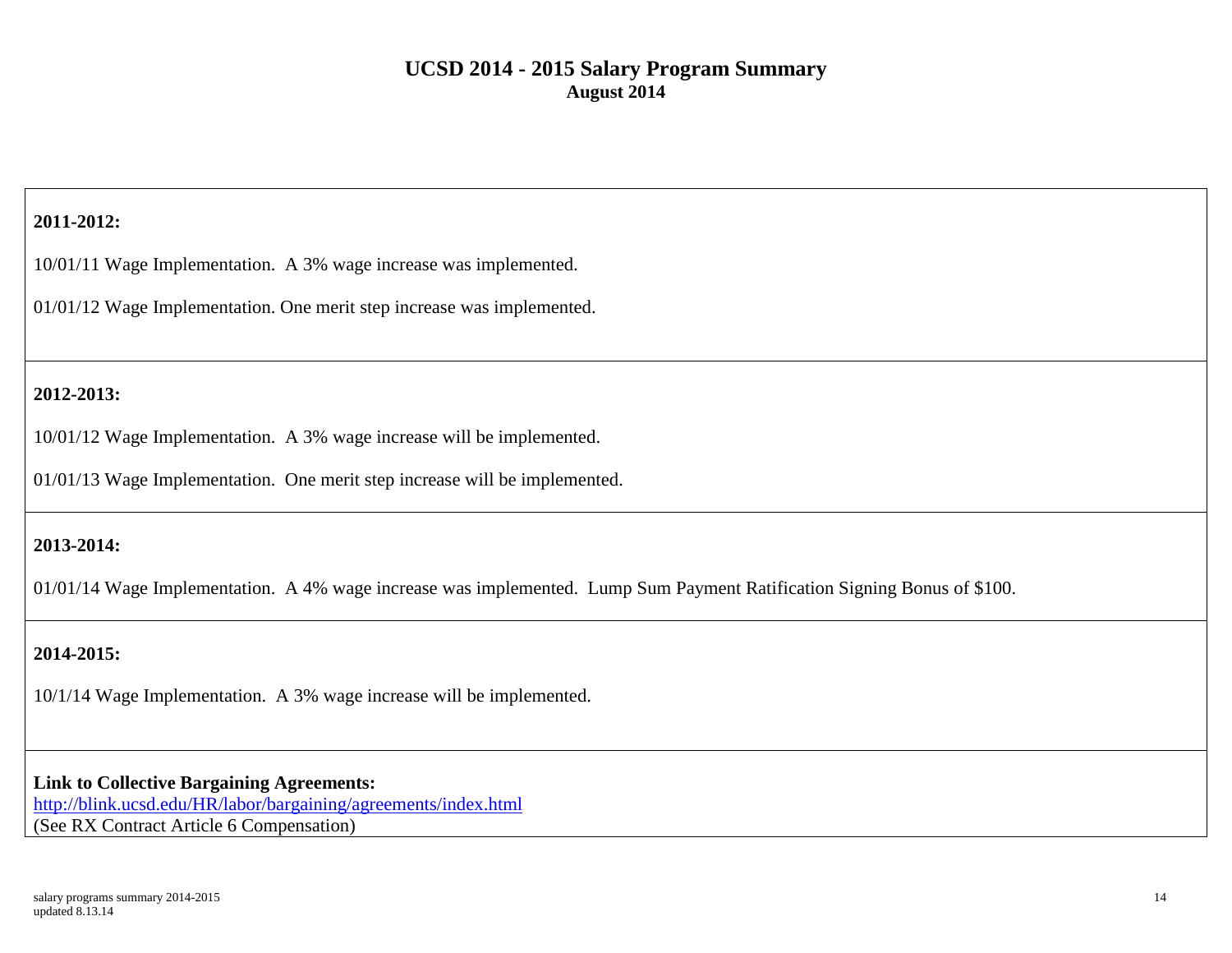# UCSD 2014 - 2015 Salary Program Summary

**August 2014**

**2011-2012:**

10/01/11 Wage Implementation. A 3% wage increase was implemented.

01/01/12 Wage Implementation. One merit step increase was implemented.

**2012-2013:**

10/01/12 Wage Implementation. A 3% wage increase will be implemented.

01/01/13 Wage Implementation. One merit step increase will be implemented.

**2013-2014:**

01/01/14 Wage Implementation. A 4% wage increase was implemented. Lump Sum Payment Ratification Signing Bonus of $100.

**2014-2015:**

10/1/14 Wage Implementation. A 3% wage increase will be implemented.

**Link to Collective Bargaining Agreements:**
[http://blink.ucsd.edu/HR/labor/bargaining/agreements/index.html](http://blink.ucsd.edu/HR/labor/bargaining/agreements/index.html)
(See RX Contract Article 6 Compensation)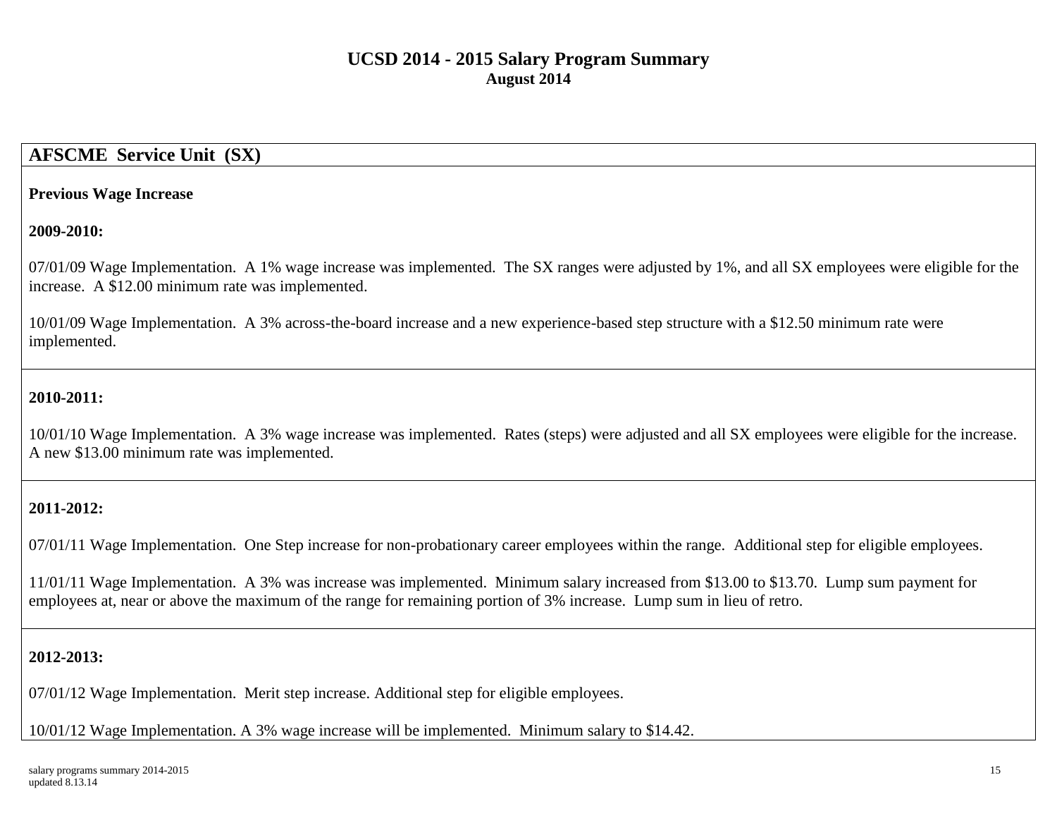# UCSD 2014 - 2015 Salary Program Summary
**August 2014**

## AFSCME Service Unit (SX)

**Previous Wage Increase**

**2009-2010:**

07/01/09 Wage Implementation. A 1% wage increase was implemented. The SX ranges were adjusted by 1%, and all SX employees were eligible for the increase. A $12.00 minimum rate was implemented.

10/01/09 Wage Implementation. A 3% across-the-board increase and a new experience-based step structure with a $12.50 minimum rate were implemented.

**2010-2011:**

10/01/10 Wage Implementation. A 3% wage increase was implemented. Rates (steps) were adjusted and all SX employees were eligible for the increase. A new $13.00 minimum rate was implemented.

**2011-2012:**

07/01/11 Wage Implementation. One Step increase for non-probationary career employees within the range. Additional step for eligible employees.

11/01/11 Wage Implementation. A 3% was increase was implemented. Minimum salary increased from $13.00 to $13.70. Lump sum payment for employees at, near or above the maximum of the range for remaining portion of 3% increase. Lump sum in lieu of retro.

**2012-2013:**

07/01/12 Wage Implementation. Merit step increase. Additional step for eligible employees.

10/01/12 Wage Implementation. A 3% wage increase will be implemented. Minimum salary to $14.42.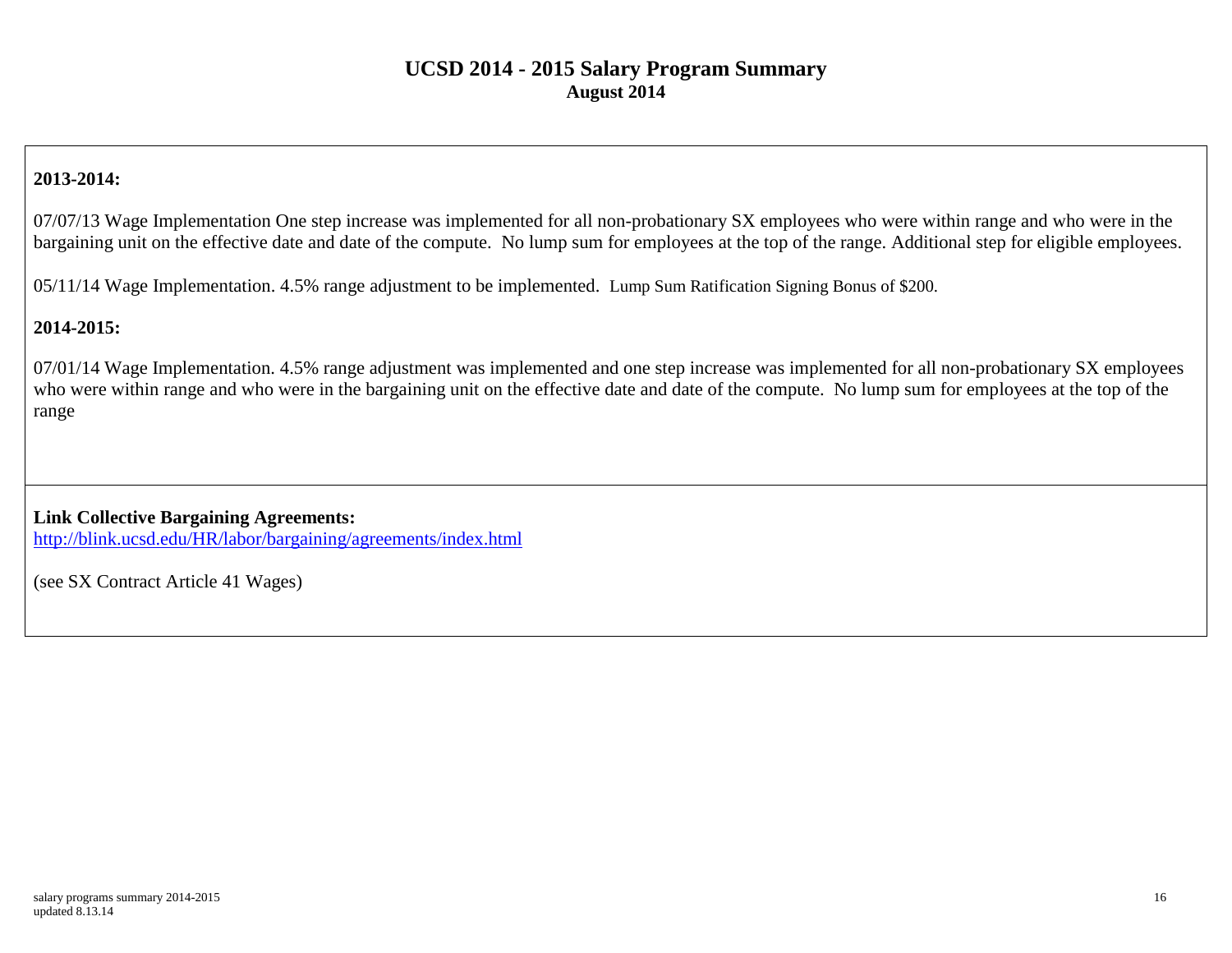# UCSD 2014 - 2015 Salary Program Summary
**August 2014**

**2013-2014:**

07/07/13 Wage Implementation One step increase was implemented for all non-probationary SX employees who were within range and who were in the bargaining unit on the effective date and date of the compute. No lump sum for employees at the top of the range. Additional step for eligible employees.

05/11/14 Wage Implementation. 4.5% range adjustment to be implemented. Lump Sum Ratification Signing Bonus of $200.

**2014-2015:**

07/01/14 Wage Implementation. 4.5% range adjustment was implemented and one step increase was implemented for all non-probationary SX employees who were within range and who were in the bargaining unit on the effective date and date of the compute. No lump sum for employees at the top of the range

**Link Collective Bargaining Agreements:**
[http://blink.ucsd.edu/HR/labor/bargaining/agreements/index.html](http://blink.ucsd.edu/HR/labor/bargaining/agreements/index.html)

(see SX Contract Article 41 Wages)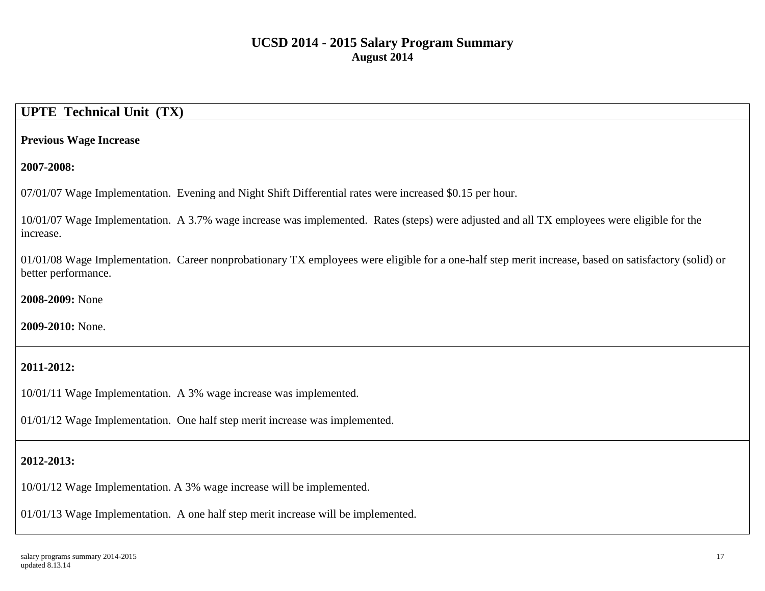# UCSD 2014 - 2015 Salary Program Summary
**August 2014**

## UPTE Technical Unit (TX)

**Previous Wage Increase**

**2007-2008:**

07/01/07 Wage Implementation. Evening and Night Shift Differential rates were increased $0.15 per hour.

10/01/07 Wage Implementation. A 3.7% wage increase was implemented. Rates (steps) were adjusted and all TX employees were eligible for the increase.

01/01/08 Wage Implementation. Career nonprobationary TX employees were eligible for a one-half step merit increase, based on satisfactory (solid) or better performance.

**2008-2009:** None

**2009-2010:** None.

**2011-2012:**

10/01/11 Wage Implementation. A 3% wage increase was implemented.

01/01/12 Wage Implementation. One half step merit increase was implemented.

**2012-2013:**

10/01/12 Wage Implementation. A 3% wage increase will be implemented.

01/01/13 Wage Implementation. A one half step merit increase will be implemented.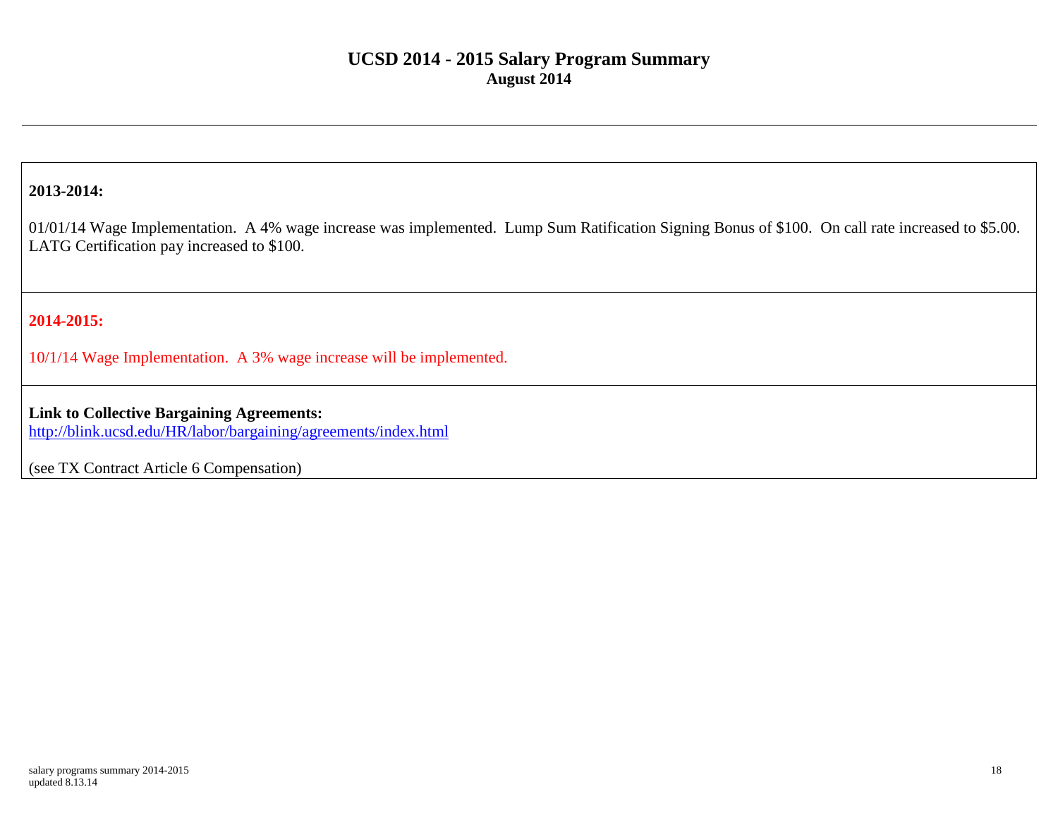# UCSD 2014 - 2015 Salary Program Summary

**August 2014**

---

**2013-2014:**

01/01/14 Wage Implementation. A 4% wage increase was implemented. Lump Sum Ratification Signing Bonus of $100. On call rate increased to $5.00. LATG Certification pay increased to $100.

**2014-2015:**

10/1/14 Wage Implementation. A 3% wage increase will be implemented.

**Link to Collective Bargaining Agreements:**
http://blink.ucsd.edu/HR/labor/bargaining/agreements/index.html

(see TX Contract Article 6 Compensation)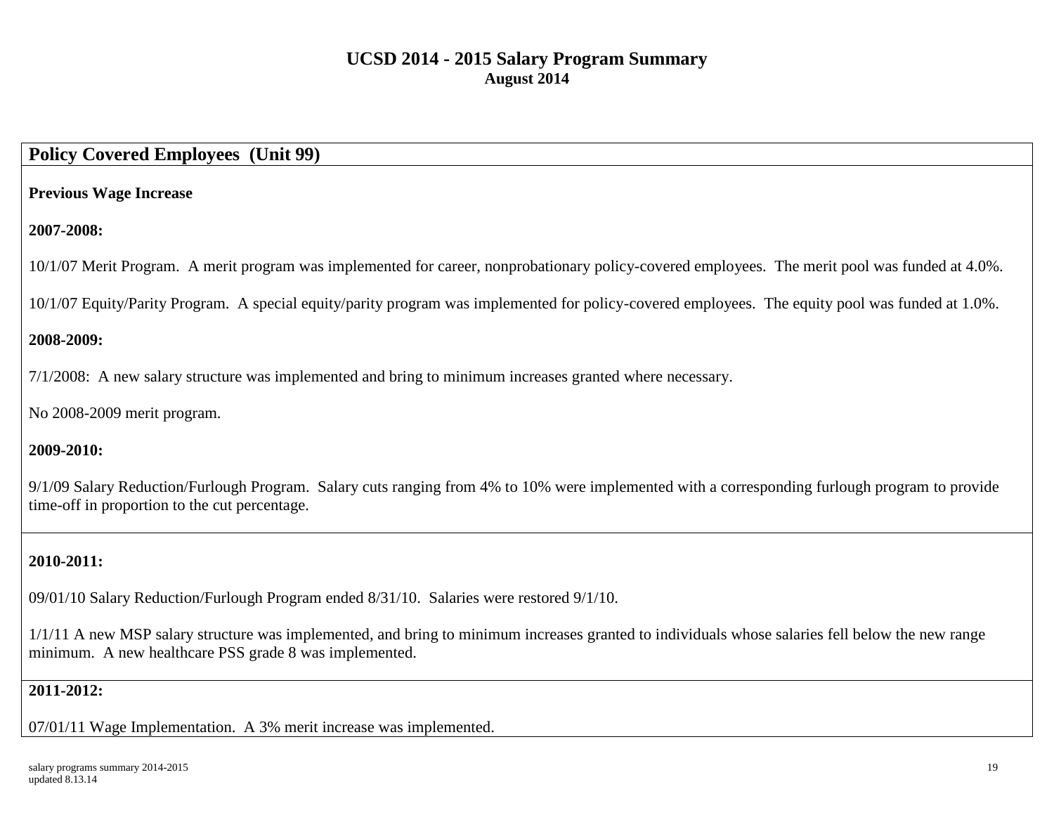# UCSD 2014 - 2015 Salary Program Summary

**August 2014**

## Policy Covered Employees (Unit 99)

**Previous Wage Increase**

**2007-2008:**

10/1/07 Merit Program. A merit program was implemented for career, nonprobationary policy-covered employees. The merit pool was funded at 4.0%.

10/1/07 Equity/Parity Program. A special equity/parity program was implemented for policy-covered employees. The equity pool was funded at 1.0%.

**2008-2009:**

7/1/2008: A new salary structure was implemented and bring to minimum increases granted where necessary.

No 2008-2009 merit program.

**2009-2010:**

9/1/09 Salary Reduction/Furlough Program. Salary cuts ranging from 4% to 10% were implemented with a corresponding furlough program to provide time-off in proportion to the cut percentage.

**2010-2011:**

09/01/10 Salary Reduction/Furlough Program ended 8/31/10. Salaries were restored 9/1/10.

1/1/11 A new MSP salary structure was implemented, and bring to minimum increases granted to individuals whose salaries fell below the new range minimum. A new healthcare PSS grade 8 was implemented.

**2011-2012:**

07/01/11 Wage Implementation. A 3% merit increase was implemented.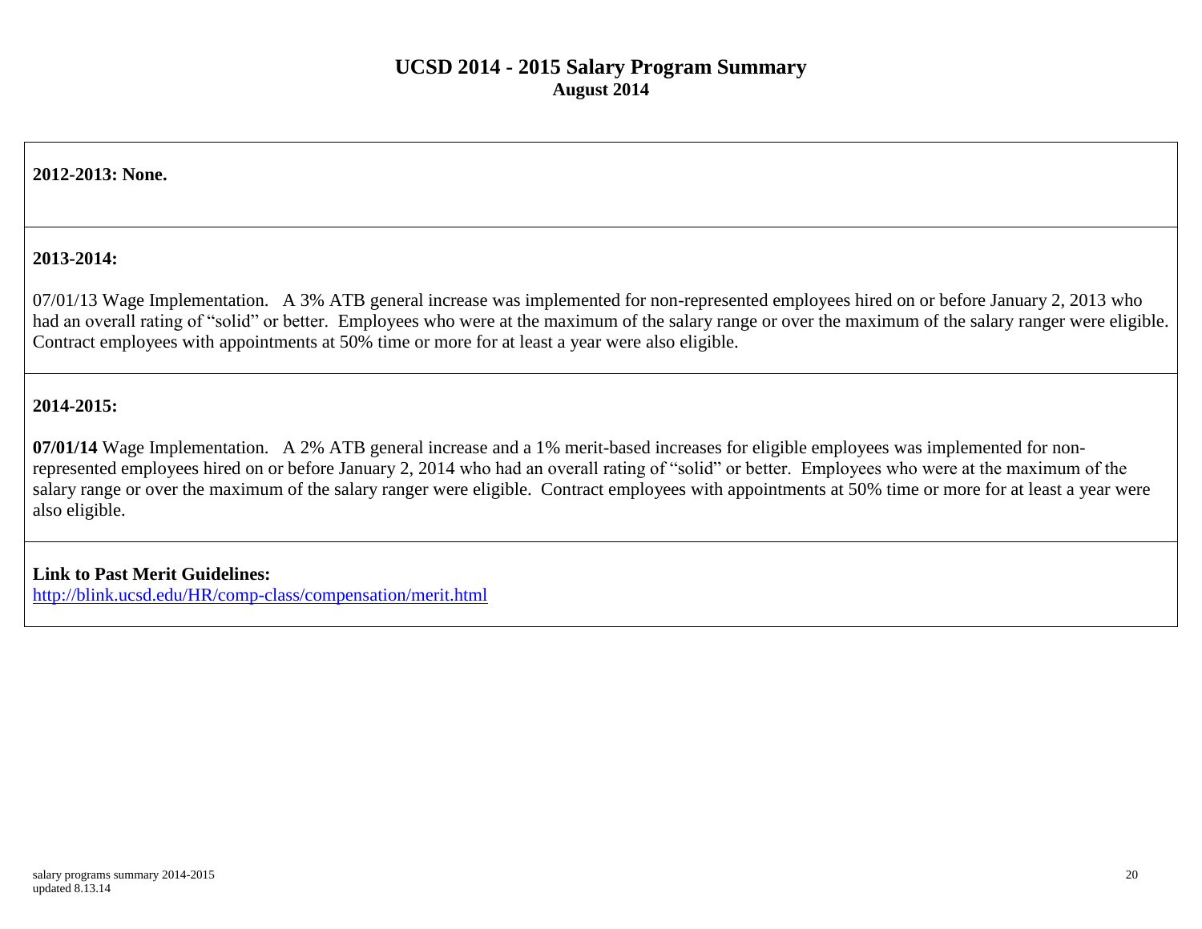# UCSD 2014 - 2015 Salary Program Summary

**August 2014**

**2012-2013: None.**

**2013-2014:**

07/01/13 Wage Implementation. A 3% ATB general increase was implemented for non-represented employees hired on or before January 2, 2013 who had an overall rating of "solid" or better. Employees who were at the maximum of the salary range or over the maximum of the salary ranger were eligible. Contract employees with appointments at 50% time or more for at least a year were also eligible.

**2014-2015:**

**07/01/14** Wage Implementation. A 2% ATB general increase and a 1% merit-based increases for eligible employees was implemented for non-represented employees hired on or before January 2, 2014 who had an overall rating of "solid" or better. Employees who were at the maximum of the salary range or over the maximum of the salary ranger were eligible. Contract employees with appointments at 50% time or more for at least a year were also eligible.

**Link to Past Merit Guidelines:**
http://blink.ucsd.edu/HR/comp-class/compensation/merit.html

salary programs summary 2014-2015
updated 8.13.14